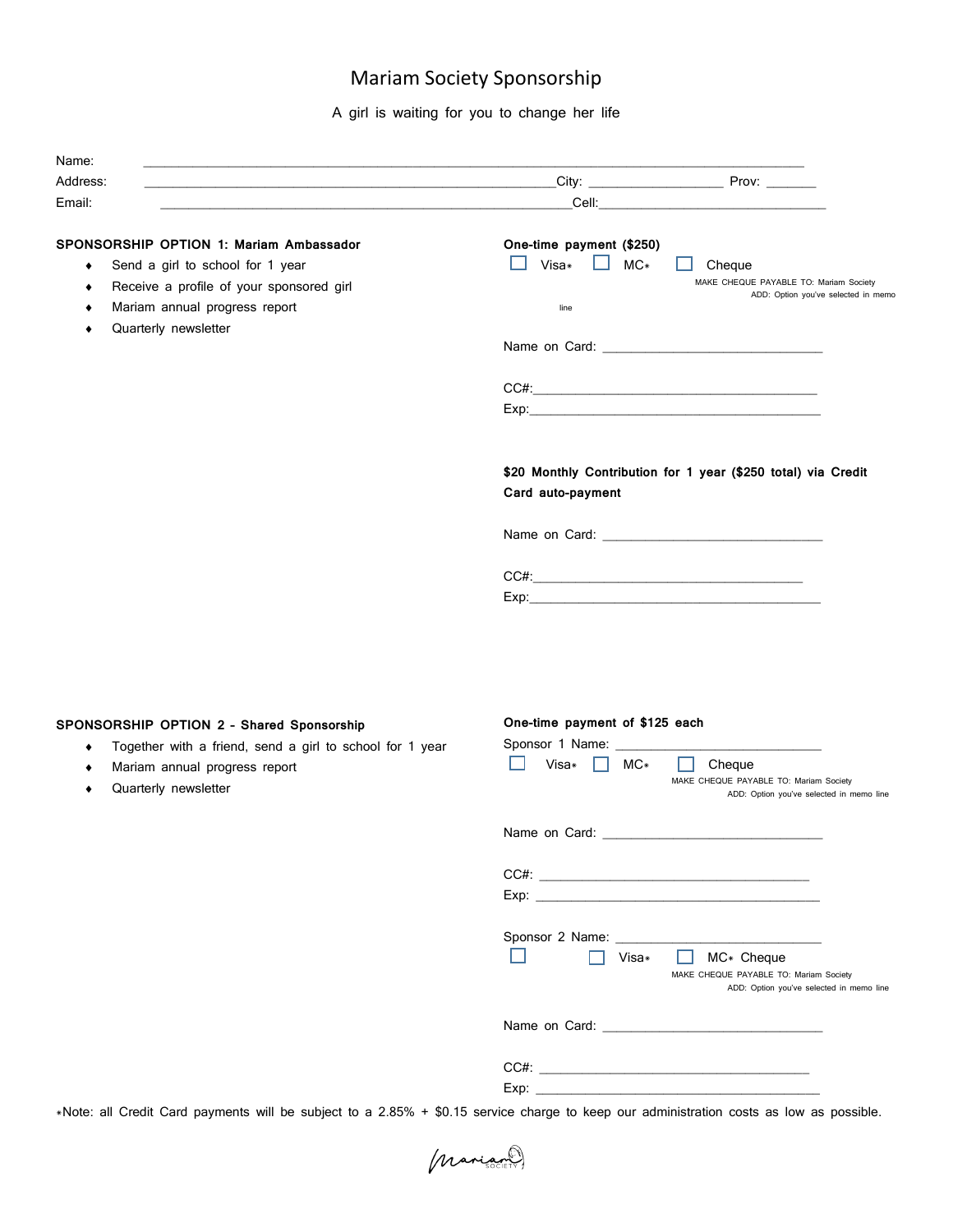# Mariam Society Sponsorship

A girl is waiting for you to change her life

Name: ______________________________________________________________________________

Address: ____________________________________________________City: _________________ Prov: _______

Email: ____________________________________________________Cell:_____________________________

## SPONSORSHIP OPTION 1: Mariam Ambassador

- Send a girl to school for 1 year
- Receive a profile of your sponsored girl
- Mariam annual progress report
- Quarterly newsletter

**One-time payment ($250)**

☐ Visa* ☐ MC* ☐ Cheque

MAKE CHEQUE PAYABLE TO: Mariam Society
ADD: Option you've selected in memo line

Name on Card: _______________________________

CC#:_________________________________________

Exp:_________________________________________

**$20 Monthly Contribution for 1 year ($250 total) via Credit Card auto-payment**

Name on Card: _______________________________

CC#:_________________________________________

Exp:_________________________________________

## SPONSORSHIP OPTION 2 - Shared Sponsorship

- Together with a friend, send a girl to school for 1 year
- Mariam annual progress report
- Quarterly newsletter

**One-time payment of $125 each**

Sponsor 1 Name: _____________________________

☐ Visa* ☐ MC* ☐ Cheque

MAKE CHEQUE PAYABLE TO: Mariam Society
ADD: Option you've selected in memo line

Name on Card: _______________________________

CC#: ________________________________________

Exp: ________________________________________

Sponsor 2 Name: _____________________________

☐ ☐ Visa* ☐ MC* Cheque

MAKE CHEQUE PAYABLE TO: Mariam Society
ADD: Option you've selected in memo line

Name on Card: _______________________________

CC#: ________________________________________

Exp: ________________________________________

*Note: all Credit Card payments will be subject to a 2.85% + $0.15 service charge to keep our administration costs as low as possible.

Mariam SOCIETY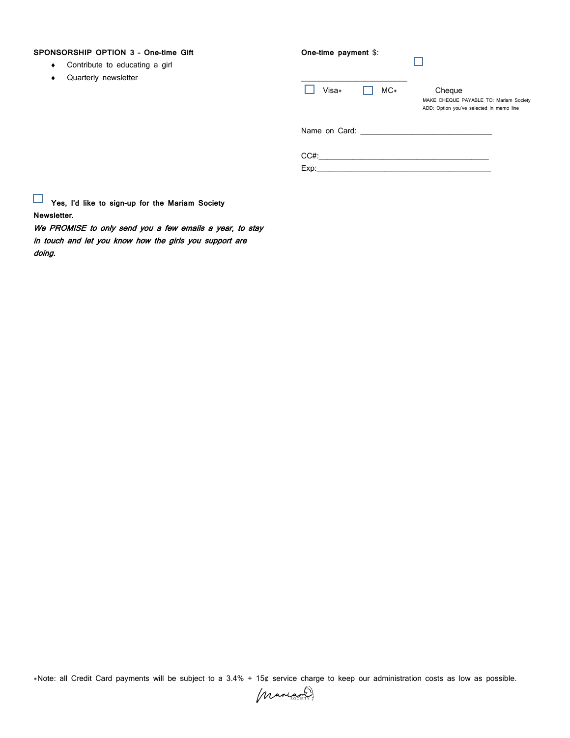**SPONSORSHIP OPTION 3 - One-time Gift**

- Contribute to educating a girl
- Quarterly newsletter

**One-time payment** $: ______________________

☐ Visa* ☐ MC* ☐ Cheque

MAKE CHEQUE PAYABLE TO: Mariam Society
ADD: Option you've selected in memo line

Name on Card: ______________________________

CC#:______________________________________

Exp:______________________________________

☐ **Yes, I'd like to sign-up for the Mariam Society Newsletter.**

***We PROMISE to only send you a few emails a year, to stay in touch and let you know how the girls you support are doing.***

*Note: all Credit Card payments will be subject to a 3.4% + 15¢ service charge to keep our administration costs as low as possible.